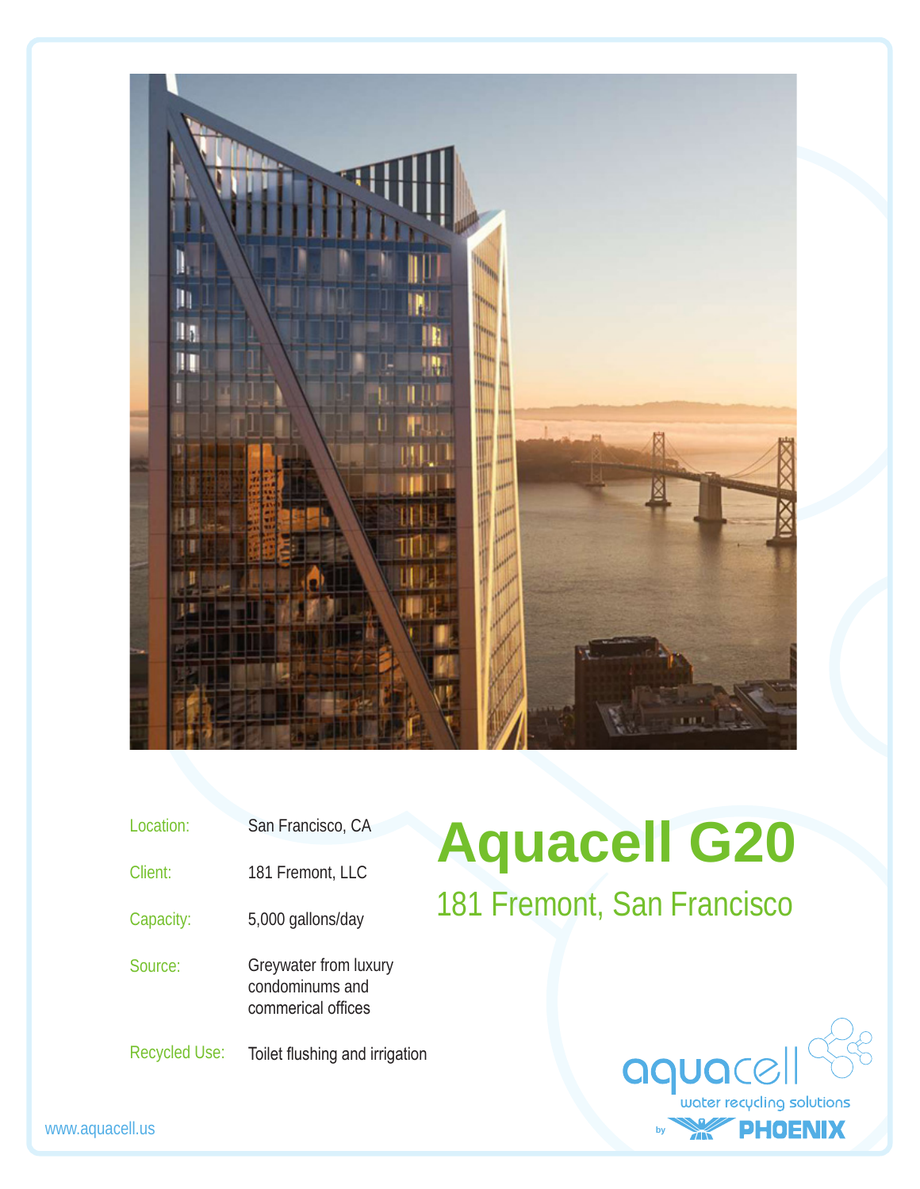# Aquacell G20

## 181 Fremont, San Francisco

| | |
|---|---|
| Location: | San Francisco, CA |
| Client: | 181 Fremont, LLC |
| Capacity: | 5,000 gallons/day |
| Source: | Greywater from luxury condominums and commerical offices |
| Recycled Use: | Toilet flushing and irrigation |

aquacell
water recycling solutions
by PHOENIX

www.aquacell.us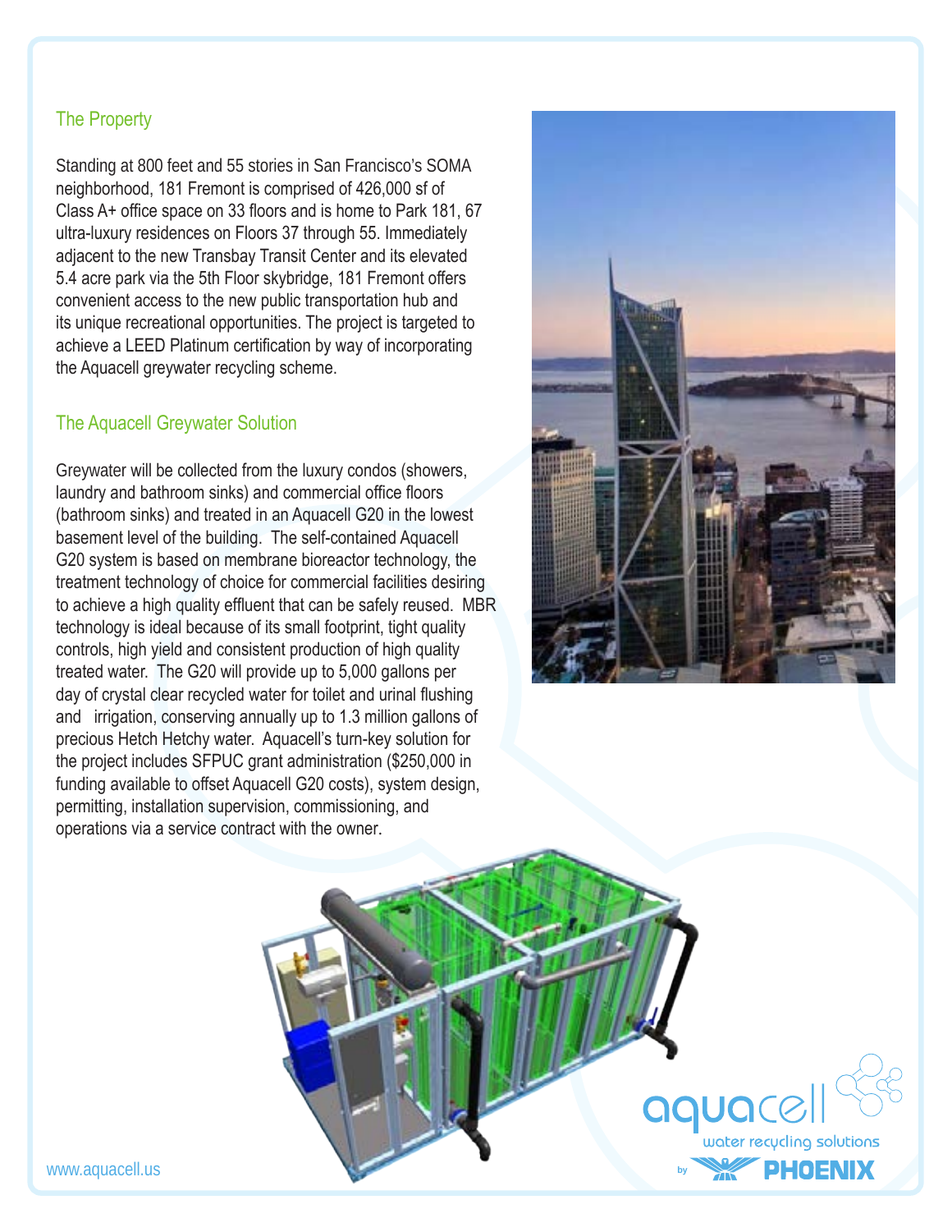## The Property

Standing at 800 feet and 55 stories in San Francisco's SOMA neighborhood, 181 Fremont is comprised of 426,000 sf of Class A+ office space on 33 floors and is home to Park 181, 67 ultra-luxury residences on Floors 37 through 55. Immediately adjacent to the new Transbay Transit Center and its elevated 5.4 acre park via the 5th Floor skybridge, 181 Fremont offers convenient access to the new public transportation hub and its unique recreational opportunities. The project is targeted to achieve a LEED Platinum certification by way of incorporating the Aquacell greywater recycling scheme.

## The Aquacell Greywater Solution

Greywater will be collected from the luxury condos (showers, laundry and bathroom sinks) and commercial office floors (bathroom sinks) and treated in an Aquacell G20 in the lowest basement level of the building. The self-contained Aquacell G20 system is based on membrane bioreactor technology, the treatment technology of choice for commercial facilities desiring to achieve a high quality effluent that can be safely reused. MBR technology is ideal because of its small footprint, tight quality controls, high yield and consistent production of high quality treated water. The G20 will provide up to 5,000 gallons per day of crystal clear recycled water for toilet and urinal flushing and irrigation, conserving annually up to 1.3 million gallons of precious Hetch Hetchy water. Aquacell's turn-key solution for the project includes SFPUC grant administration ($250,000 in funding available to offset Aquacell G20 costs), system design, permitting, installation supervision, commissioning, and operations via a service contract with the owner.

aquacell
water recycling solutions
by PHOENIX

www.aquacell.us